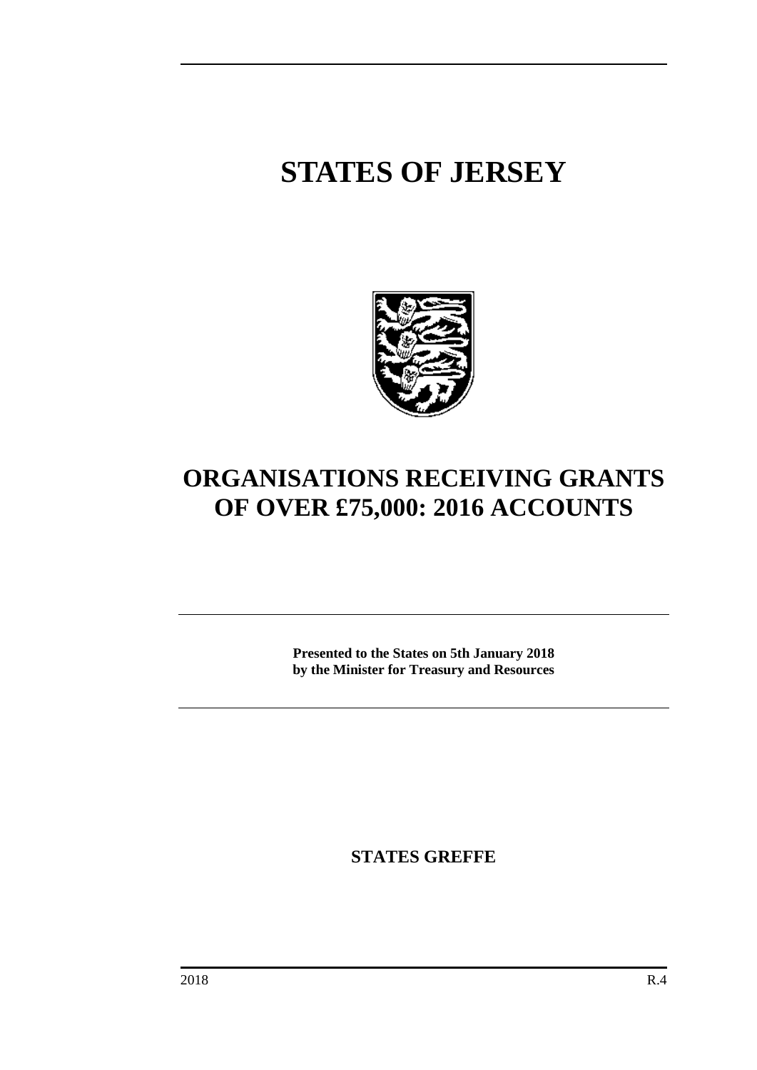# STATES OF JERSEY

# ORGANISATIONS RECEIVING GRANTS OF OVER £75,000: 2016 ACCOUNTS

**Presented to the States on 5th January 2018 by the Minister for Treasury and Resources**

**STATES GREFFE**

2018 R.4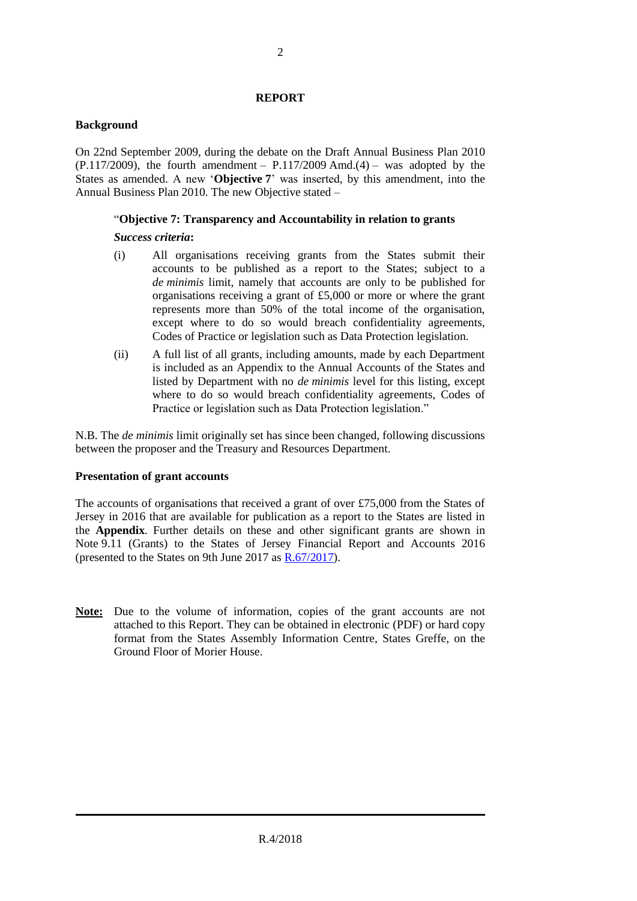## REPORT

### Background

On 22nd September 2009, during the debate on the Draft Annual Business Plan 2010 (P.117/2009), the fourth amendment – P.117/2009 Amd.(4) – was adopted by the States as amended. A new '**Objective 7**' was inserted, by this amendment, into the Annual Business Plan 2010. The new Objective stated –

"**Objective 7: Transparency and Accountability in relation to grants**

***Success criteria*:**

(i) All organisations receiving grants from the States submit their accounts to be published as a report to the States; subject to a *de minimis* limit, namely that accounts are only to be published for organisations receiving a grant of £5,000 or more or where the grant represents more than 50% of the total income of the organisation, except where to do so would breach confidentiality agreements, Codes of Practice or legislation such as Data Protection legislation.

(ii) A full list of all grants, including amounts, made by each Department is included as an Appendix to the Annual Accounts of the States and listed by Department with no *de minimis* level for this listing, except where to do so would breach confidentiality agreements, Codes of Practice or legislation such as Data Protection legislation."

N.B. The *de minimis* limit originally set has since been changed, following discussions between the proposer and the Treasury and Resources Department.

### Presentation of grant accounts

The accounts of organisations that received a grant of over £75,000 from the States of Jersey in 2016 that are available for publication as a report to the States are listed in the **Appendix**. Further details on these and other significant grants are shown in Note 9.11 (Grants) to the States of Jersey Financial Report and Accounts 2016 (presented to the States on 9th June 2017 as R.67/2017).

**Note:** Due to the volume of information, copies of the grant accounts are not attached to this Report. They can be obtained in electronic (PDF) or hard copy format from the States Assembly Information Centre, States Greffe, on the Ground Floor of Morier House.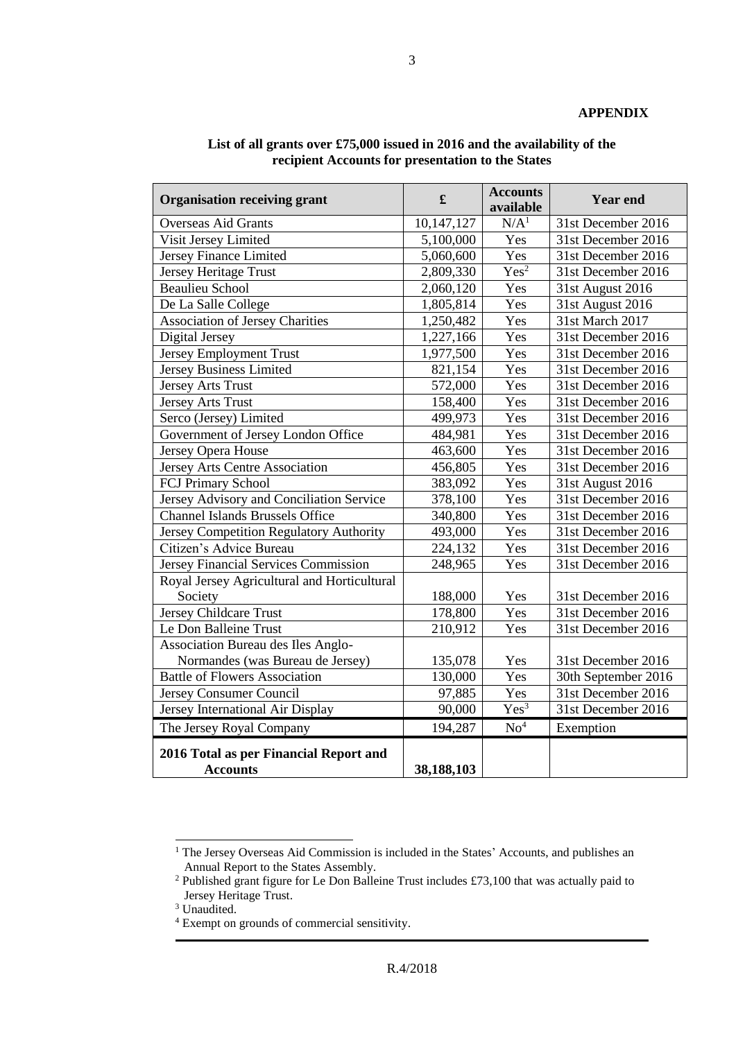**APPENDIX**

**List of all grants over £75,000 issued in 2016 and the availability of the recipient Accounts for presentation to the States**

| Organisation receiving grant | £ | Accounts available | Year end |
|---|---|---|---|
| Overseas Aid Grants | 10,147,127 | N/A[1] | 31st December 2016 |
| Visit Jersey Limited | 5,100,000 | Yes | 31st December 2016 |
| Jersey Finance Limited | 5,060,600 | Yes | 31st December 2016 |
| Jersey Heritage Trust | 2,809,330 | Yes[2] | 31st December 2016 |
| Beaulieu School | 2,060,120 | Yes | 31st August 2016 |
| De La Salle College | 1,805,814 | Yes | 31st August 2016 |
| Association of Jersey Charities | 1,250,482 | Yes | 31st March 2017 |
| Digital Jersey | 1,227,166 | Yes | 31st December 2016 |
| Jersey Employment Trust | 1,977,500 | Yes | 31st December 2016 |
| Jersey Business Limited | 821,154 | Yes | 31st December 2016 |
| Jersey Arts Trust | 572,000 | Yes | 31st December 2016 |
| Jersey Arts Trust | 158,400 | Yes | 31st December 2016 |
| Serco (Jersey) Limited | 499,973 | Yes | 31st December 2016 |
| Government of Jersey London Office | 484,981 | Yes | 31st December 2016 |
| Jersey Opera House | 463,600 | Yes | 31st December 2016 |
| Jersey Arts Centre Association | 456,805 | Yes | 31st December 2016 |
| FCJ Primary School | 383,092 | Yes | 31st August 2016 |
| Jersey Advisory and Conciliation Service | 378,100 | Yes | 31st December 2016 |
| Channel Islands Brussels Office | 340,800 | Yes | 31st December 2016 |
| Jersey Competition Regulatory Authority | 493,000 | Yes | 31st December 2016 |
| Citizen's Advice Bureau | 224,132 | Yes | 31st December 2016 |
| Jersey Financial Services Commission | 248,965 | Yes | 31st December 2016 |
| Royal Jersey Agricultural and Horticultural Society | 188,000 | Yes | 31st December 2016 |
| Jersey Childcare Trust | 178,800 | Yes | 31st December 2016 |
| Le Don Balleine Trust | 210,912 | Yes | 31st December 2016 |
| Association Bureau des Iles Anglo-Normandes (was Bureau de Jersey) | 135,078 | Yes | 31st December 2016 |
| Battle of Flowers Association | 130,000 | Yes | 30th September 2016 |
| Jersey Consumer Council | 97,885 | Yes | 31st December 2016 |
| Jersey International Air Display | 90,000 | Yes[3] | 31st December 2016 |
| The Jersey Royal Company | 194,287 | No[4] | Exemption |
| **2016 Total as per Financial Report and Accounts** | **38,188,103** | | |

[1] The Jersey Overseas Aid Commission is included in the States' Accounts, and publishes an Annual Report to the States Assembly.

[2] Published grant figure for Le Don Balleine Trust includes £73,100 that was actually paid to Jersey Heritage Trust.

[3] Unaudited.

[4] Exempt on grounds of commercial sensitivity.